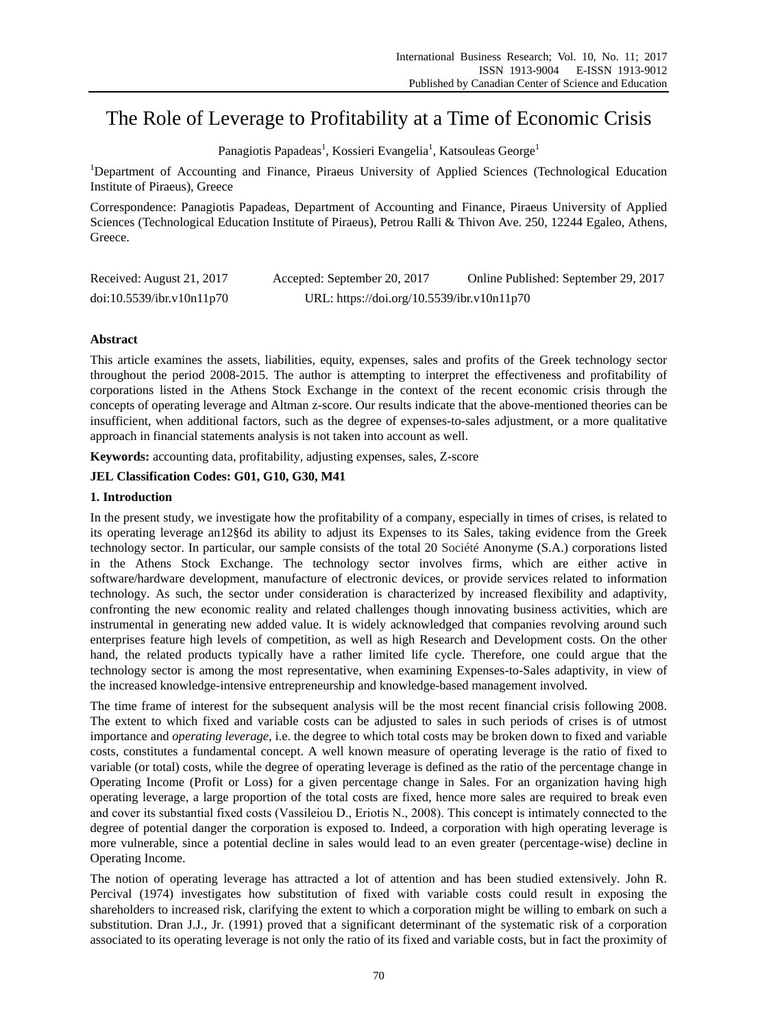# The Role of Leverage to Profitability at a Time of Economic Crisis

Panagiotis Papadeas[1], Kossieri Evangelia[1], Katsouleas George[1]

[1]Department of Accounting and Finance, Piraeus University of Applied Sciences (Technological Education Institute of Piraeus), Greece

Correspondence: Panagiotis Papadeas, Department of Accounting and Finance, Piraeus University of Applied Sciences (Technological Education Institute of Piraeus), Petrou Ralli & Thivon Ave. 250, 12244 Egaleo, Athens, Greece.

Received: August 21, 2017 Accepted: September 20, 2017 Online Published: September 29, 2017

doi:10.5539/ibr.v10n11p70 URL: https://doi.org/10.5539/ibr.v10n11p70

## Abstract

This article examines the assets, liabilities, equity, expenses, sales and profits of the Greek technology sector throughout the period 2008-2015. The author is attempting to interpret the effectiveness and profitability of corporations listed in the Athens Stock Exchange in the context of the recent economic crisis through the concepts of operating leverage and Altman z-score. Our results indicate that the above-mentioned theories can be insufficient, when additional factors, such as the degree of expenses-to-sales adjustment, or a more qualitative approach in financial statements analysis is not taken into account as well.

**Keywords:** accounting data, profitability, adjusting expenses, sales, Z-score

**JEL Classification Codes: G01, G10, G30, M41**

## 1. Introduction

In the present study, we investigate how the profitability of a company, especially in times of crises, is related to its operating leverage an12§6d its ability to adjust its Expenses to its Sales, taking evidence from the Greek technology sector. In particular, our sample consists of the total 20 Société Anonyme (S.A.) corporations listed in the Athens Stock Exchange. The technology sector involves firms, which are either active in software/hardware development, manufacture of electronic devices, or provide services related to information technology. As such, the sector under consideration is characterized by increased flexibility and adaptivity, confronting the new economic reality and related challenges though innovating business activities, which are instrumental in generating new added value. It is widely acknowledged that companies revolving around such enterprises feature high levels of competition, as well as high Research and Development costs. On the other hand, the related products typically have a rather limited life cycle. Therefore, one could argue that the technology sector is among the most representative, when examining Expenses-to-Sales adaptivity, in view of the increased knowledge-intensive entrepreneurship and knowledge-based management involved.

The time frame of interest for the subsequent analysis will be the most recent financial crisis following 2008. The extent to which fixed and variable costs can be adjusted to sales in such periods of crises is of utmost importance and *operating leverage*, i.e. the degree to which total costs may be broken down to fixed and variable costs, constitutes a fundamental concept. A well known measure of operating leverage is the ratio of fixed to variable (or total) costs, while the degree of operating leverage is defined as the ratio of the percentage change in Operating Income (Profit or Loss) for a given percentage change in Sales. For an organization having high operating leverage, a large proportion of the total costs are fixed, hence more sales are required to break even and cover its substantial fixed costs (Vassileiou D., Eriotis N., 2008). This concept is intimately connected to the degree of potential danger the corporation is exposed to. Indeed, a corporation with high operating leverage is more vulnerable, since a potential decline in sales would lead to an even greater (percentage-wise) decline in Operating Income.

The notion of operating leverage has attracted a lot of attention and has been studied extensively. John R. Percival (1974) investigates how substitution of fixed with variable costs could result in exposing the shareholders to increased risk, clarifying the extent to which a corporation might be willing to embark on such a substitution. Dran J.J., Jr. (1991) proved that a significant determinant of the systematic risk of a corporation associated to its operating leverage is not only the ratio of its fixed and variable costs, but in fact the proximity of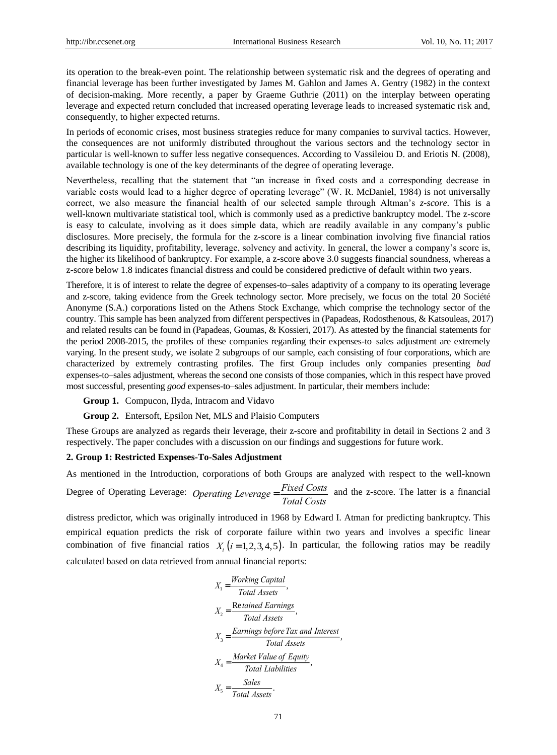its operation to the break-even point. The relationship between systematic risk and the degrees of operating and financial leverage has been further investigated by James M. Gahlon and James A. Gentry (1982) in the context of decision-making. More recently, a paper by Graeme Guthrie (2011) on the interplay between operating leverage and expected return concluded that increased operating leverage leads to increased systematic risk and, consequently, to higher expected returns.

In periods of economic crises, most business strategies reduce for many companies to survival tactics. However, the consequences are not uniformly distributed throughout the various sectors and the technology sector in particular is well-known to suffer less negative consequences. According to Vassileiou D. and Eriotis N. (2008), available technology is one of the key determinants of the degree of operating leverage.

Nevertheless, recalling that the statement that "an increase in fixed costs and a corresponding decrease in variable costs would lead to a higher degree of operating leverage" (W. R. McDaniel, 1984) is not universally correct, we also measure the financial health of our selected sample through Altman's *z-score*. This is a well-known multivariate statistical tool, which is commonly used as a predictive bankruptcy model. The z-score is easy to calculate, involving as it does simple data, which are readily available in any company's public disclosures. More precisely, the formula for the z-score is a linear combination involving five financial ratios describing its liquidity, profitability, leverage, solvency and activity. In general, the lower a company's score is, the higher its likelihood of bankruptcy. For example, a z-score above 3.0 suggests financial soundness, whereas a z-score below 1.8 indicates financial distress and could be considered predictive of default within two years.

Therefore, it is of interest to relate the degree of expenses-to–sales adaptivity of a company to its operating leverage and z-score, taking evidence from the Greek technology sector. More precisely, we focus on the total 20 Société Anonyme (S.A.) corporations listed on the Athens Stock Exchange, which comprise the technology sector of the country. This sample has been analyzed from different perspectives in (Papadeas, Rodosthenous, & Katsouleas, 2017) and related results can be found in (Papadeas, Goumas, & Kossieri, 2017). As attested by the financial statements for the period 2008-2015, the profiles of these companies regarding their expenses-to–sales adjustment are extremely varying. In the present study, we isolate 2 subgroups of our sample, each consisting of four corporations, which are characterized by extremely contrasting profiles. The first Group includes only companies presenting *bad* expenses-to–sales adjustment, whereas the second one consists of those companies, which in this respect have proved most successful, presenting *good* expenses-to–sales adjustment. In particular, their members include:

**Group 1.** Compucon, Ilyda, Intracom and Vidavo

**Group 2.** Entersoft, Epsilon Net, MLS and Plaisio Computers

These Groups are analyzed as regards their leverage, their z-score and profitability in detail in Sections 2 and 3 respectively. The paper concludes with a discussion on our findings and suggestions for future work.

## 2. Group 1: Restricted Expenses-To-Sales Adjustment

As mentioned in the Introduction, corporations of both Groups are analyzed with respect to the well-known Degree of Operating Leverage: $Operating\ Leverage = \frac{Fixed\ Costs}{Total\ Costs}$ and the z-score. The latter is a financial distress predictor, which was originally introduced in 1968 by Edward I. Atman for predicting bankruptcy. This empirical equation predicts the risk of corporate failure within two years and involves a specific linear combination of five financial ratios $X_i\ (i = 1,2,3,4,5)$. In particular, the following ratios may be readily calculated based on data retrieved from annual financial reports:

$$X_1 = \frac{Working\ Capital}{Total\ Assets},$$

$$X_2 = \frac{Retained\ Earnings}{Total\ Assets},$$

$$X_3 = \frac{Earnings\ before\ Tax\ and\ Interest}{Total\ Assets},$$

$$X_4 = \frac{Market\ Value\ of\ Equity}{Total\ Liabilities},$$

$$X_5 = \frac{Sales}{Total\ Assets}.$$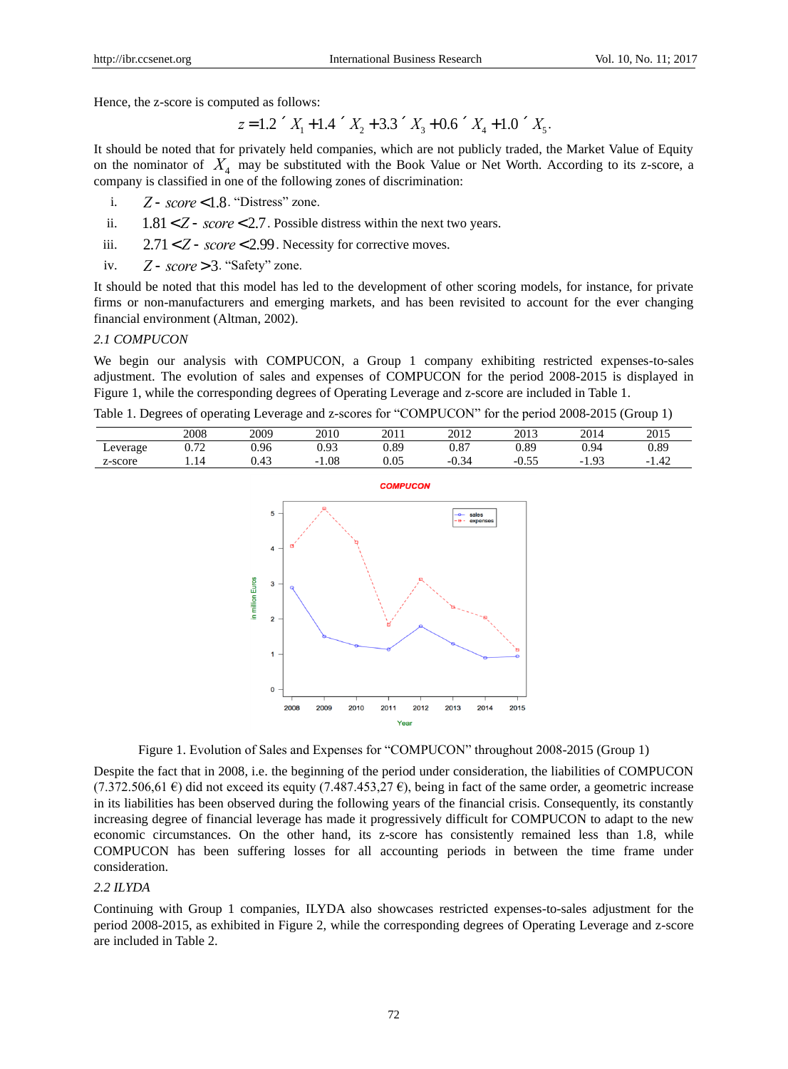Hence, the z-score is computed as follows:

$$z = 1.2 \times X_1 + 1.4 \times X_2 + 3.3 \times X_3 + 0.6 \times X_4 + 1.0 \times X_5.$$

It should be noted that for privately held companies, which are not publicly traded, the Market Value of Equity on the nominator of $X_4$ may be substituted with the Book Value or Net Worth. According to its z-score, a company is classified in one of the following zones of discrimination:

i. $Z\text{-}score < 1.8$. "Distress" zone.

ii. $1.81 < Z\text{-}score < 2.7$. Possible distress within the next two years.

iii. $2.71 < Z\text{-}score < 2.99$. Necessity for corrective moves.

iv. $Z\text{-}score > 3$. "Safety" zone.

It should be noted that this model has led to the development of other scoring models, for instance, for private firms or non-manufacturers and emerging markets, and has been revisited to account for the ever changing financial environment (Altman, 2002).

*2.1 COMPUCON*

We begin our analysis with COMPUCON, a Group 1 company exhibiting restricted expenses-to-sales adjustment. The evolution of sales and expenses of COMPUCON for the period 2008-2015 is displayed in Figure 1, while the corresponding degrees of Operating Leverage and z-score are included in Table 1.

Table 1. Degrees of operating Leverage and z-scores for "COMPUCON" for the period 2008-2015 (Group 1)

| | 2008 | 2009 | 2010 | 2011 | 2012 | 2013 | 2014 | 2015 |
|---|---|---|---|---|---|---|---|---|
| Leverage | 0.72 | 0.96 | 0.93 | 0.89 | 0.87 | 0.89 | 0.94 | 0.89 |
| z-score | 1.14 | 0.43 | -1.08 | 0.05 | -0.34 | -0.55 | -1.93 | -1.42 |

Figure 1. Evolution of Sales and Expenses for "COMPUCON" throughout 2008-2015 (Group 1)

Despite the fact that in 2008, i.e. the beginning of the period under consideration, the liabilities of COMPUCON (7.372.506,61 €) did not exceed its equity (7.487.453,27 €), being in fact of the same order, a geometric increase in its liabilities has been observed during the following years of the financial crisis. Consequently, its constantly increasing degree of financial leverage has made it progressively difficult for COMPUCON to adapt to the new economic circumstances. On the other hand, its z-score has consistently remained less than 1.8, while COMPUCON has been suffering losses for all accounting periods in between the time frame under consideration.

*2.2 ILYDA*

Continuing with Group 1 companies, ILYDA also showcases restricted expenses-to-sales adjustment for the period 2008-2015, as exhibited in Figure 2, while the corresponding degrees of Operating Leverage and z-score are included in Table 2.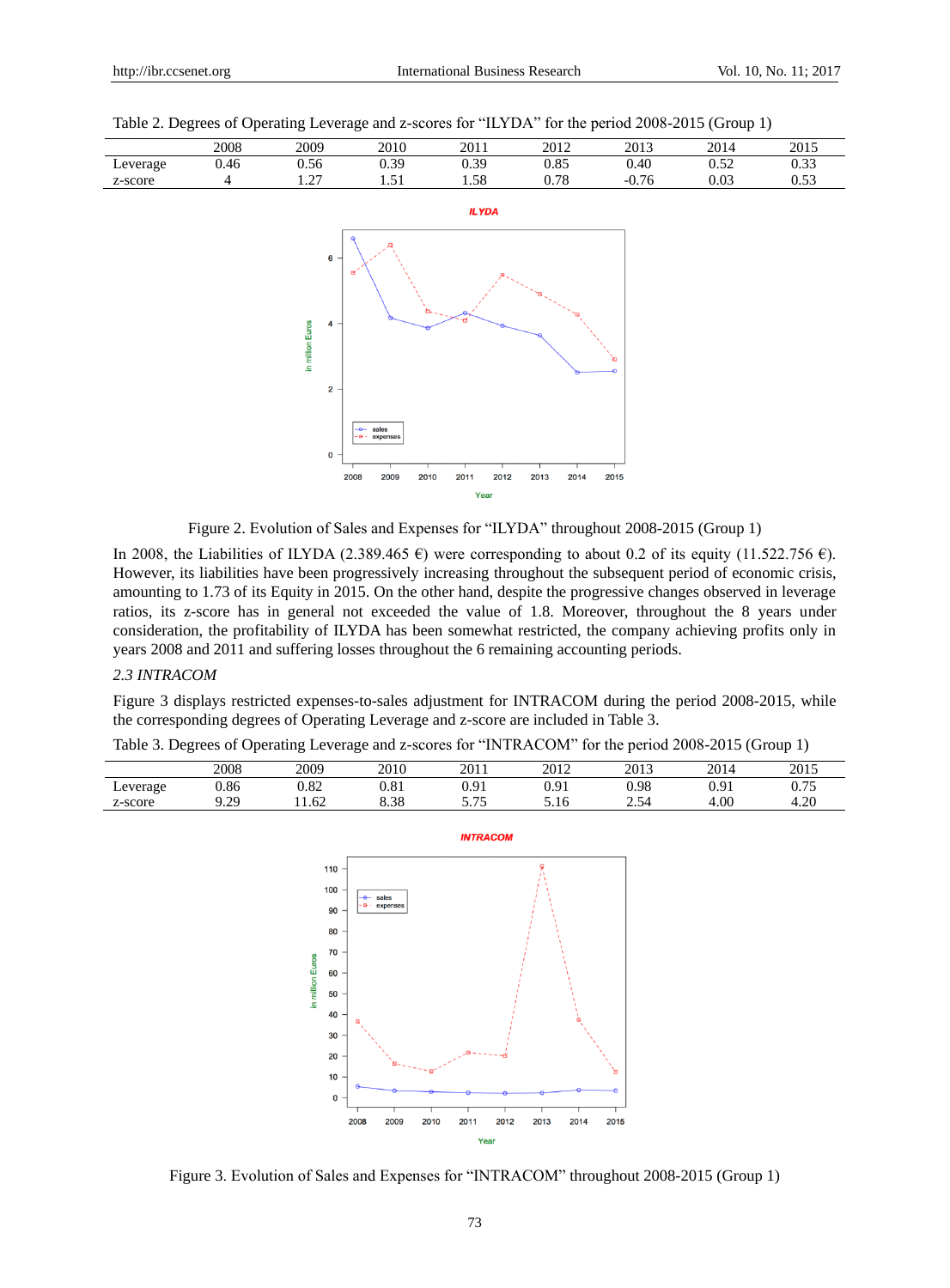Table 2. Degrees of Operating Leverage and z-scores for "ILYDA" for the period 2008-2015 (Group 1)

| | 2008 | 2009 | 2010 | 2011 | 2012 | 2013 | 2014 | 2015 |
|---|---|---|---|---|---|---|---|---|
| Leverage | 0.46 | 0.56 | 0.39 | 0.39 | 0.85 | 0.40 | 0.52 | 0.33 |
| z-score | 4 | 1.27 | 1.51 | 1.58 | 0.78 | -0.76 | 0.03 | 0.53 |

Figure 2. Evolution of Sales and Expenses for "ILYDA" throughout 2008-2015 (Group 1)

In 2008, the Liabilities of ILYDA (2.389.465 €) were corresponding to about 0.2 of its equity (11.522.756 €). However, its liabilities have been progressively increasing throughout the subsequent period of economic crisis, amounting to 1.73 of its Equity in 2015. On the other hand, despite the progressive changes observed in leverage ratios, its z-score has in general not exceeded the value of 1.8. Moreover, throughout the 8 years under consideration, the profitability of ILYDA has been somewhat restricted, the company achieving profits only in years 2008 and 2011 and suffering losses throughout the 6 remaining accounting periods.

### *2.3 INTRACOM*

Figure 3 displays restricted expenses-to-sales adjustment for INTRACOM during the period 2008-2015, while the corresponding degrees of Operating Leverage and z-score are included in Table 3.

Table 3. Degrees of Operating Leverage and z-scores for "INTRACOM" for the period 2008-2015 (Group 1)

| | 2008 | 2009 | 2010 | 2011 | 2012 | 2013 | 2014 | 2015 |
|---|---|---|---|---|---|---|---|---|
| Leverage | 0.86 | 0.82 | 0.81 | 0.91 | 0.91 | 0.98 | 0.91 | 0.75 |
| z-score | 9.29 | 11.62 | 8.38 | 5.75 | 5.16 | 2.54 | 4.00 | 4.20 |

Figure 3. Evolution of Sales and Expenses for "INTRACOM" throughout 2008-2015 (Group 1)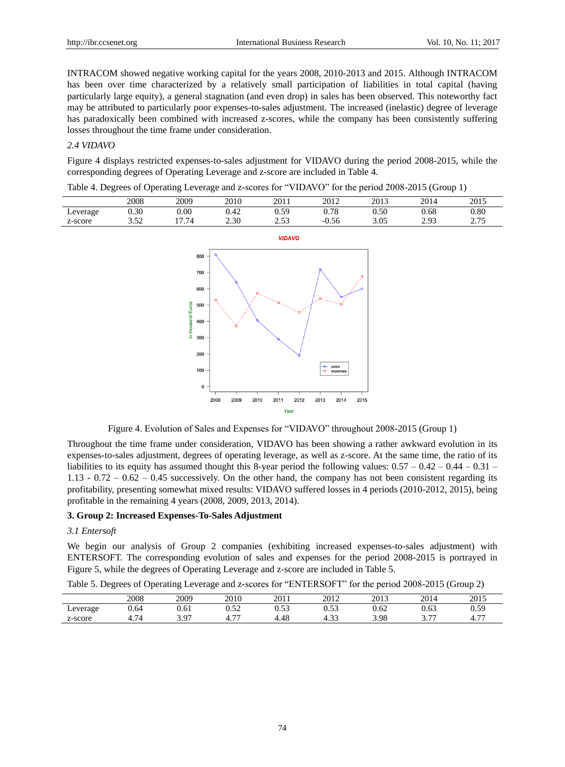INTRACOM showed negative working capital for the years 2008, 2010-2013 and 2015. Although INTRACOM has been over time characterized by a relatively small participation of liabilities in total capital (having particularly large equity), a general stagnation (and even drop) in sales has been observed. This noteworthy fact may be attributed to particularly poor expenses-to-sales adjustment. The increased (inelastic) degree of leverage has paradoxically been combined with increased z-scores, while the company has been consistently suffering losses throughout the time frame under consideration.

### *2.4 VIDAVO*

Figure 4 displays restricted expenses-to-sales adjustment for VIDAVO during the period 2008-2015, while the corresponding degrees of Operating Leverage and z-score are included in Table 4.

Table 4. Degrees of Operating Leverage and z-scores for "VIDAVO" for the period 2008-2015 (Group 1)

| | 2008 | 2009 | 2010 | 2011 | 2012 | 2013 | 2014 | 2015 |
|---|---|---|---|---|---|---|---|---|
| Leverage | 0.30 | 0.00 | 0.42 | 0.59 | 0.78 | 0.50 | 0.68 | 0.80 |
| z-score | 3.52 | 17.74 | 2.30 | 2.53 | -0.56 | 3.05 | 2.93 | 2.75 |

Figure 4. Evolution of Sales and Expenses for "VIDAVO" throughout 2008-2015 (Group 1)

Throughout the time frame under consideration, VIDAVO has been showing a rather awkward evolution in its expenses-to-sales adjustment, degrees of operating leverage, as well as z-score. At the same time, the ratio of its liabilities to its equity has assumed thought this 8-year period the following values: 0.57 – 0.42 – 0.44 – 0.31 – 1.13 - 0.72 – 0.62 – 0.45 successively. On the other hand, the company has not been consistent regarding its profitability, presenting somewhat mixed results: VIDAVO suffered losses in 4 periods (2010-2012, 2015), being profitable in the remaining 4 years (2008, 2009, 2013, 2014).

## 3. Group 2: Increased Expenses-To-Sales Adjustment

### *3.1 Entersoft*

We begin our analysis of Group 2 companies (exhibiting increased expenses-to-sales adjustment) with ENTERSOFT. The corresponding evolution of sales and expenses for the period 2008-2015 is portrayed in Figure 5, while the degrees of Operating Leverage and z-score are included in Table 5.

Table 5. Degrees of Operating Leverage and z-scores for "ENTERSOFT" for the period 2008-2015 (Group 2)

| | 2008 | 2009 | 2010 | 2011 | 2012 | 2013 | 2014 | 2015 |
|---|---|---|---|---|---|---|---|---|
| Leverage | 0.64 | 0.61 | 0.52 | 0.53 | 0.53 | 0.62 | 0.63 | 0.59 |
| z-score | 4.74 | 3.97 | 4.77 | 4.48 | 4.33 | 3.98 | 3.77 | 4.77 |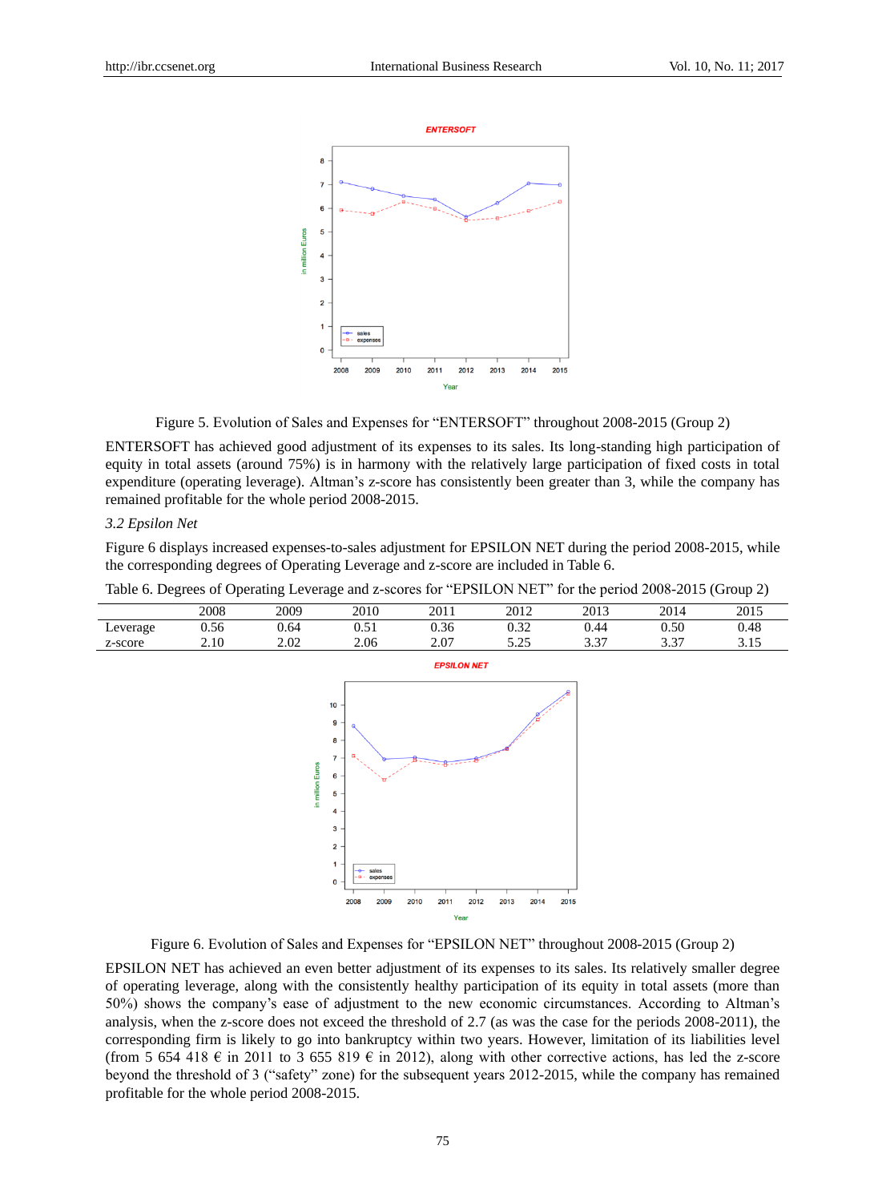Figure 5. Evolution of Sales and Expenses for "ENTERSOFT" throughout 2008-2015 (Group 2)

ENTERSOFT has achieved good adjustment of its expenses to its sales. Its long-standing high participation of equity in total assets (around 75%) is in harmony with the relatively large participation of fixed costs in total expenditure (operating leverage). Altman's *z*-score has consistently been greater than 3, while the company has remained profitable for the whole period 2008-2015.

### *3.2 Epsilon Net*

Figure 6 displays increased expenses-to-sales adjustment for EPSILON NET during the period 2008-2015, while the corresponding degrees of Operating Leverage and z-score are included in Table 6.

Table 6. Degrees of Operating Leverage and z-scores for "EPSILON NET" for the period 2008-2015 (Group 2)

| | 2008 | 2009 | 2010 | 2011 | 2012 | 2013 | 2014 | 2015 |
|---|---|---|---|---|---|---|---|---|
| Leverage | 0.56 | 0.64 | 0.51 | 0.36 | 0.32 | 0.44 | 0.50 | 0.48 |
| z-score | 2.10 | 2.02 | 2.06 | 2.07 | 5.25 | 3.37 | 3.37 | 3.15 |

Figure 6. Evolution of Sales and Expenses for "EPSILON NET" throughout 2008-2015 (Group 2)

EPSILON NET has achieved an even better adjustment of its expenses to its sales. Its relatively smaller degree of operating leverage, along with the consistently healthy participation of its equity in total assets (more than 50%) shows the company's ease of adjustment to the new economic circumstances. According to Altman's analysis, when the z-score does not exceed the threshold of 2.7 (as was the case for the periods 2008-2011), the corresponding firm is likely to go into bankruptcy within two years. However, limitation of its liabilities level (from 5 654 418 € in 2011 to 3 655 819 € in 2012), along with other corrective actions, has led the z-score beyond the threshold of 3 ("safety" zone) for the subsequent years 2012-2015, while the company has remained profitable for the whole period 2008-2015.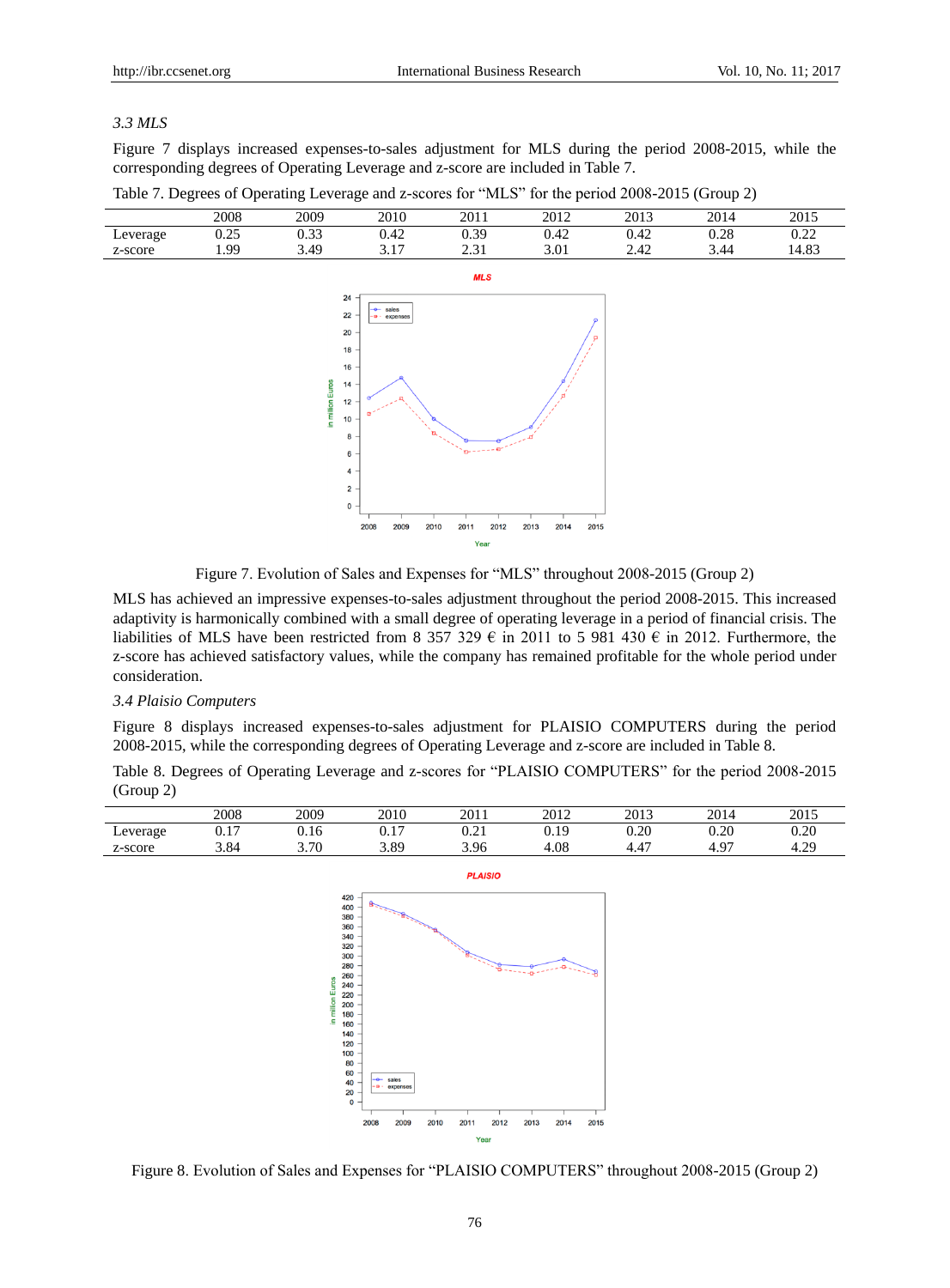### 3.3 MLS

Figure 7 displays increased expenses-to-sales adjustment for MLS during the period 2008-2015, while the corresponding degrees of Operating Leverage and z-score are included in Table 7.

Table 7. Degrees of Operating Leverage and z-scores for "MLS" for the period 2008-2015 (Group 2)

| | 2008 | 2009 | 2010 | 2011 | 2012 | 2013 | 2014 | 2015 |
|---|---|---|---|---|---|---|---|---|
| Leverage | 0.25 | 0.33 | 0.42 | 0.39 | 0.42 | 0.42 | 0.28 | 0.22 |
| z-score | 1.99 | 3.49 | 3.17 | 2.31 | 3.01 | 2.42 | 3.44 | 14.83 |

Figure 7. Evolution of Sales and Expenses for "MLS" throughout 2008-2015 (Group 2)

MLS has achieved an impressive expenses-to-sales adjustment throughout the period 2008-2015. This increased adaptivity is harmonically combined with a small degree of operating leverage in a period of financial crisis. The liabilities of MLS have been restricted from 8 357 329 € in 2011 to 5 981 430 € in 2012. Furthermore, the z-score has achieved satisfactory values, while the company has remained profitable for the whole period under consideration.

### 3.4 Plaisio Computers

Figure 8 displays increased expenses-to-sales adjustment for PLAISIO COMPUTERS during the period 2008-2015, while the corresponding degrees of Operating Leverage and z-score are included in Table 8.

Table 8. Degrees of Operating Leverage and z-scores for "PLAISIO COMPUTERS" for the period 2008-2015 (Group 2)

| | 2008 | 2009 | 2010 | 2011 | 2012 | 2013 | 2014 | 2015 |
|---|---|---|---|---|---|---|---|---|
| Leverage | 0.17 | 0.16 | 0.17 | 0.21 | 0.19 | 0.20 | 0.20 | 0.20 |
| z-score | 3.84 | 3.70 | 3.89 | 3.96 | 4.08 | 4.47 | 4.97 | 4.29 |

Figure 8. Evolution of Sales and Expenses for "PLAISIO COMPUTERS" throughout 2008-2015 (Group 2)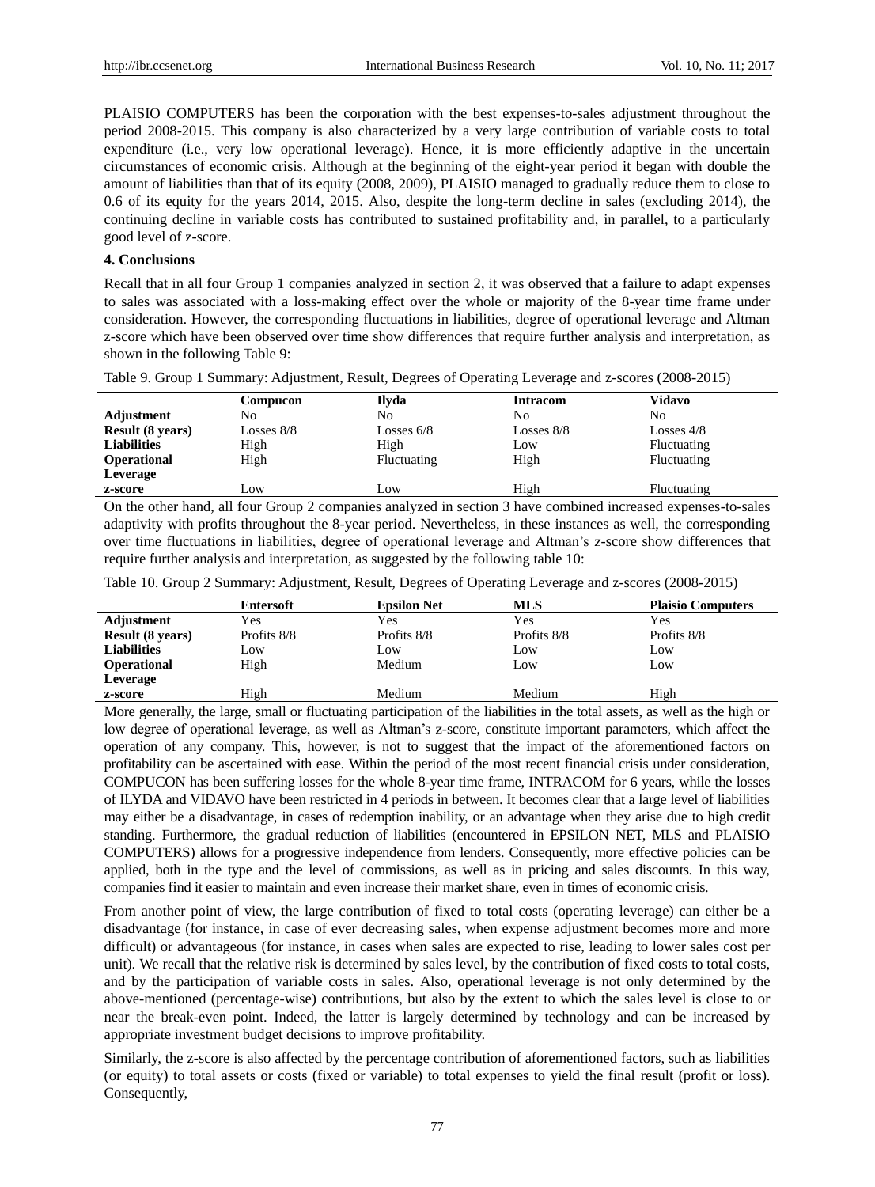PLAISIO COMPUTERS has been the corporation with the best expenses-to-sales adjustment throughout the period 2008-2015. This company is also characterized by a very large contribution of variable costs to total expenditure (i.e., very low operational leverage). Hence, it is more efficiently adaptive in the uncertain circumstances of economic crisis. Although at the beginning of the eight-year period it began with double the amount of liabilities than that of its equity (2008, 2009), PLAISIO managed to gradually reduce them to close to 0.6 of its equity for the years 2014, 2015. Also, despite the long-term decline in sales (excluding 2014), the continuing decline in variable costs has contributed to sustained profitability and, in parallel, to a particularly good level of z-score.

**4. Conclusions**

Recall that in all four Group 1 companies analyzed in section 2, it was observed that a failure to adapt expenses to sales was associated with a loss-making effect over the whole or majority of the 8-year time frame under consideration. However, the corresponding fluctuations in liabilities, degree of operational leverage and Altman z-score which have been observed over time show differences that require further analysis and interpretation, as shown in the following Table 9:

Table 9. Group 1 Summary: Adjustment, Result, Degrees of Operating Leverage and z-scores (2008-2015)

| | Compucon | Ilyda | Intracom | Vidavo |
|---|---|---|---|---|
| **Adjustment** | No | No | No | No |
| **Result (8 years)** | Losses 8/8 | Losses 6/8 | Losses 8/8 | Losses 4/8 |
| **Liabilities** | High | High | Low | Fluctuating |
| **Operational Leverage** | High | Fluctuating | High | Fluctuating |
| **z-score** | Low | Low | High | Fluctuating |

On the other hand, all four Group 2 companies analyzed in section 3 have combined increased expenses-to-sales adaptivity with profits throughout the 8-year period. Nevertheless, in these instances as well, the corresponding over time fluctuations in liabilities, degree of operational leverage and Altman's z-score show differences that require further analysis and interpretation, as suggested by the following table 10:

Table 10. Group 2 Summary: Adjustment, Result, Degrees of Operating Leverage and z-scores (2008-2015)

| | Entersoft | Epsilon Net | MLS | Plaisio Computers |
|---|---|---|---|---|
| **Adjustment** | Yes | Yes | Yes | Yes |
| **Result (8 years)** | Profits 8/8 | Profits 8/8 | Profits 8/8 | Profits 8/8 |
| **Liabilities** | Low | Low | Low | Low |
| **Operational Leverage** | High | Medium | Low | Low |
| **z-score** | High | Medium | Medium | High |

More generally, the large, small or fluctuating participation of the liabilities in the total assets, as well as the high or low degree of operational leverage, as well as Altman's z-score, constitute important parameters, which affect the operation of any company. This, however, is not to suggest that the impact of the aforementioned factors on profitability can be ascertained with ease. Within the period of the most recent financial crisis under consideration, COMPUCON has been suffering losses for the whole 8-year time frame, INTRACOM for 6 years, while the losses of ILYDA and VIDAVO have been restricted in 4 periods in between. It becomes clear that a large level of liabilities may either be a disadvantage, in cases of redemption inability, or an advantage when they arise due to high credit standing. Furthermore, the gradual reduction of liabilities (encountered in EPSILON NET, MLS and PLAISIO COMPUTERS) allows for a progressive independence from lenders. Consequently, more effective policies can be applied, both in the type and the level of commissions, as well as in pricing and sales discounts. In this way, companies find it easier to maintain and even increase their market share, even in times of economic crisis.

From another point of view, the large contribution of fixed to total costs (operating leverage) can either be a disadvantage (for instance, in case of ever decreasing sales, when expense adjustment becomes more and more difficult) or advantageous (for instance, in cases when sales are expected to rise, leading to lower sales cost per unit). We recall that the relative risk is determined by sales level, by the contribution of fixed costs to total costs, and by the participation of variable costs in sales. Also, operational leverage is not only determined by the above-mentioned (percentage-wise) contributions, but also by the extent to which the sales level is close to or near the break-even point. Indeed, the latter is largely determined by technology and can be increased by appropriate investment budget decisions to improve profitability.

Similarly, the z-score is also affected by the percentage contribution of aforementioned factors, such as liabilities (or equity) to total assets or costs (fixed or variable) to total expenses to yield the final result (profit or loss). Consequently,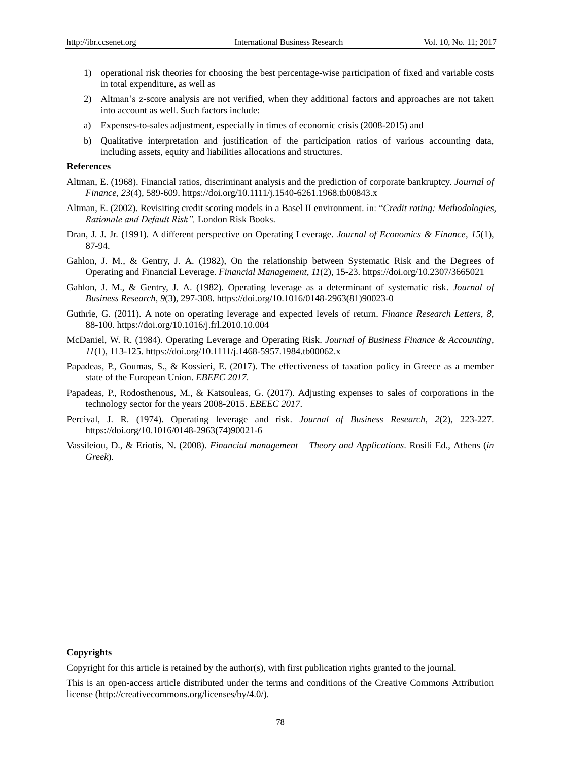1) operational risk theories for choosing the best percentage-wise participation of fixed and variable costs in total expenditure, as well as
2) Altman's z-score analysis are not verified, when they additional factors and approaches are not taken into account as well. Such factors include:

a) Expenses-to-sales adjustment, especially in times of economic crisis (2008-2015) and
b) Qualitative interpretation and justification of the participation ratios of various accounting data, including assets, equity and liabilities allocations and structures.

**References**

Altman, E. (1968). Financial ratios, discriminant analysis and the prediction of corporate bankruptcy. *Journal of Finance, 23*(4), 589-609. https://doi.org/10.1111/j.1540-6261.1968.tb00843.x

Altman, E. (2002). Revisiting credit scoring models in a Basel II environment. in: "*Credit rating: Methodologies, Rationale and Default Risk",* London Risk Books.

Dran, J. J. Jr. (1991). A different perspective on Operating Leverage. *Journal of Economics & Finance*, *15*(1), 87-94.

Gahlon, J. M., & Gentry, J. A. (1982), On the relationship between Systematic Risk and the Degrees of Operating and Financial Leverage. *Financial Management*, *11*(2), 15-23. https://doi.org/10.2307/3665021

Gahlon, J. M., & Gentry, J. A. (1982). Operating leverage as a determinant of systematic risk. *Journal of Business Research*, *9*(3), 297-308. https://doi.org/10.1016/0148-2963(81)90023-0

Guthrie, G. (2011). A note on operating leverage and expected levels of return. *Finance Research Letters*, *8*, 88-100. https://doi.org/10.1016/j.frl.2010.10.004

McDaniel, W. R. (1984). Operating Leverage and Operating Risk. *Journal of Business Finance & Accounting*, *11*(1), 113-125. https://doi.org/10.1111/j.1468-5957.1984.tb00062.x

Papadeas, P., Goumas, S., & Kossieri, E. (2017). The effectiveness of taxation policy in Greece as a member state of the European Union. *EBEEC 2017*.

Papadeas, P., Rodosthenous, M., & Katsouleas, G. (2017). Adjusting expenses to sales of corporations in the technology sector for the years 2008-2015. *EBEEC 2017*.

Percival, J. R. (1974). Operating leverage and risk. *Journal of Business Research*, *2*(2), 223-227. https://doi.org/10.1016/0148-2963(74)90021-6

Vassileiou, D., & Eriotis, N. (2008). *Financial management – Theory and Applications*. Rosili Ed., Athens (*in Greek*).

**Copyrights**

Copyright for this article is retained by the author(s), with first publication rights granted to the journal.

This is an open-access article distributed under the terms and conditions of the Creative Commons Attribution license (http://creativecommons.org/licenses/by/4.0/).